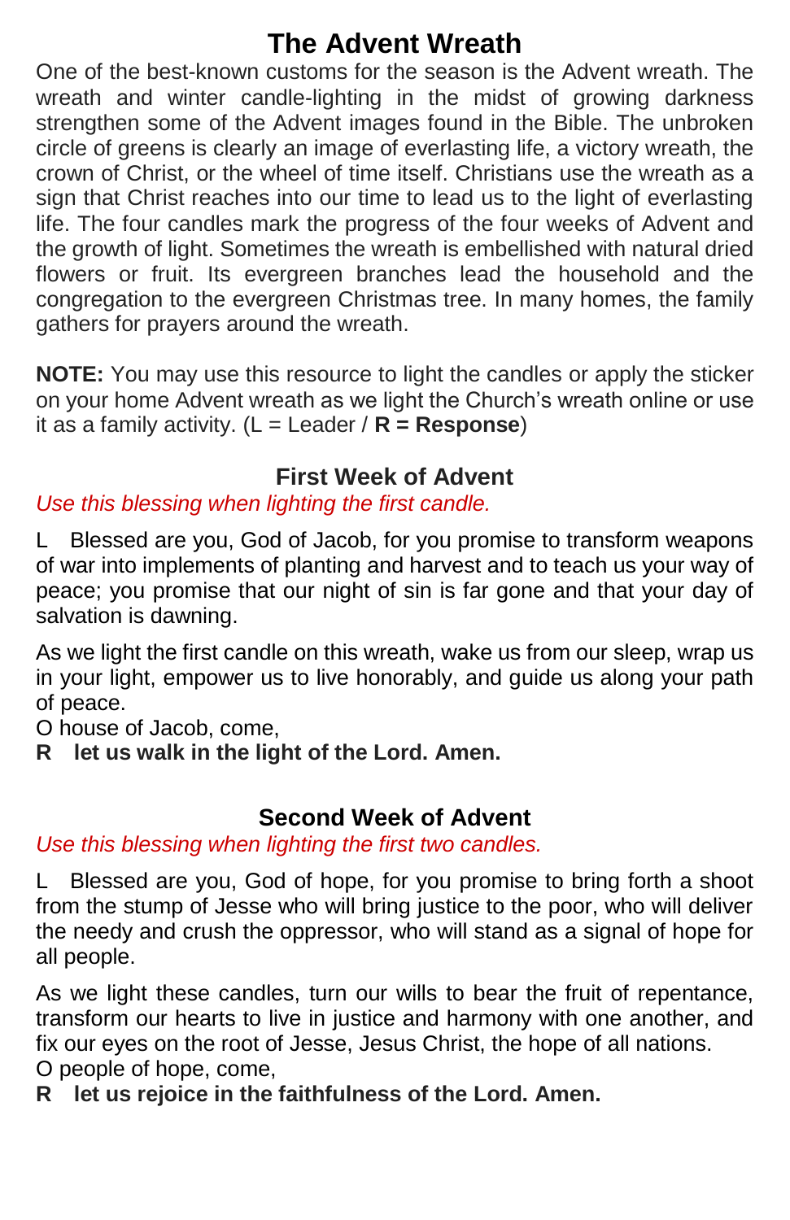# The Advent Wreath

One of the best-known customs for the season is the Advent wreath. The wreath and winter candle-lighting in the midst of growing darkness strengthen some of the Advent images found in the Bible. The unbroken circle of greens is clearly an image of everlasting life, a victory wreath, the crown of Christ, or the wheel of time itself. Christians use the wreath as a sign that Christ reaches into our time to lead us to the light of everlasting life. The four candles mark the progress of the four weeks of Advent and the growth of light. Sometimes the wreath is embellished with natural dried flowers or fruit. Its evergreen branches lead the household and the congregation to the evergreen Christmas tree. In many homes, the family gathers for prayers around the wreath.

**NOTE:** You may use this resource to light the candles or apply the sticker on your home Advent wreath as we light the Church's wreath online or use it as a family activity. (L = Leader / **R = Response**)

## First Week of Advent

*Use this blessing when lighting the first candle.*

L Blessed are you, God of Jacob, for you promise to transform weapons of war into implements of planting and harvest and to teach us your way of peace; you promise that our night of sin is far gone and that your day of salvation is dawning.

As we light the first candle on this wreath, wake us from our sleep, wrap us in your light, empower us to live honorably, and guide us along your path of peace.
O house of Jacob, come,
**R let us walk in the light of the Lord. Amen.**

## Second Week of Advent

*Use this blessing when lighting the first two candles.*

L Blessed are you, God of hope, for you promise to bring forth a shoot from the stump of Jesse who will bring justice to the poor, who will deliver the needy and crush the oppressor, who will stand as a signal of hope for all people.

As we light these candles, turn our wills to bear the fruit of repentance, transform our hearts to live in justice and harmony with one another, and fix our eyes on the root of Jesse, Jesus Christ, the hope of all nations.
O people of hope, come,
**R let us rejoice in the faithfulness of the Lord. Amen.**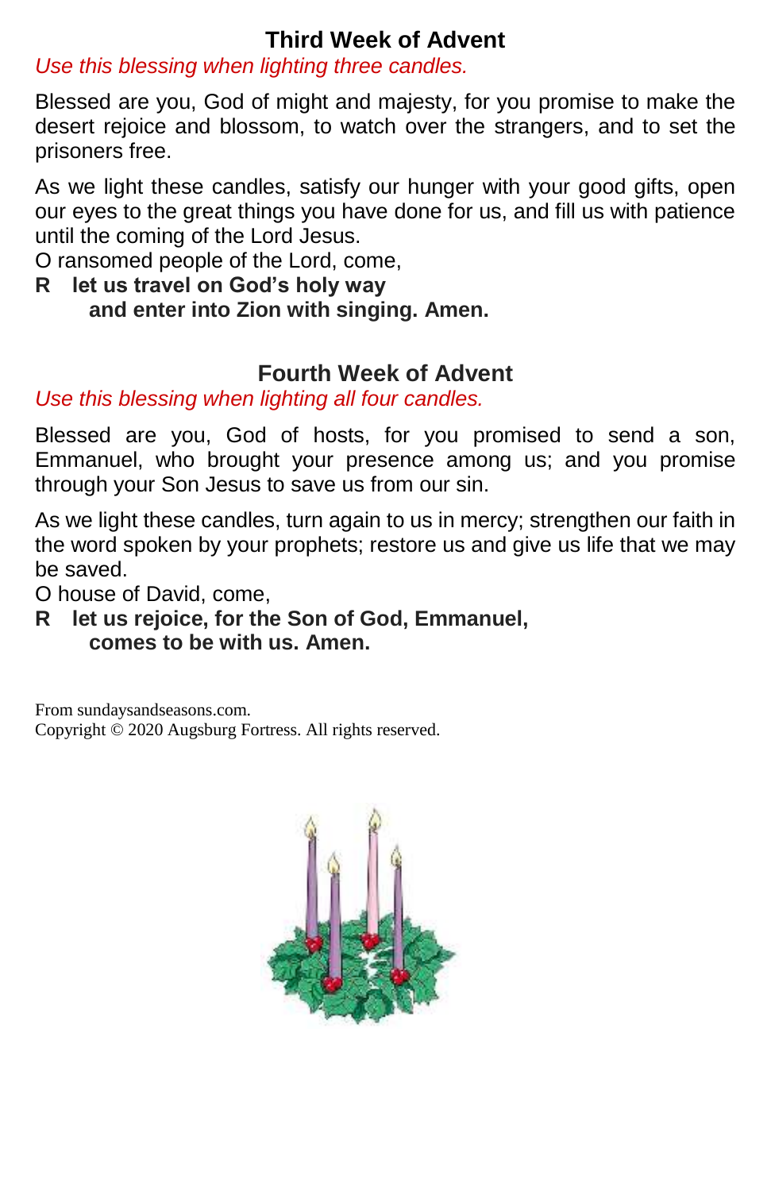## Third Week of Advent

*Use this blessing when lighting three candles.*

Blessed are you, God of might and majesty, for you promise to make the desert rejoice and blossom, to watch over the strangers, and to set the prisoners free.

As we light these candles, satisfy our hunger with your good gifts, open our eyes to the great things you have done for us, and fill us with patience until the coming of the Lord Jesus.
O ransomed people of the Lord, come,
**R let us travel on God's holy way**
**and enter into Zion with singing. Amen.**

## Fourth Week of Advent

*Use this blessing when lighting all four candles.*

Blessed are you, God of hosts, for you promised to send a son, Emmanuel, who brought your presence among us; and you promise through your Son Jesus to save us from our sin.

As we light these candles, turn again to us in mercy; strengthen our faith in the word spoken by your prophets; restore us and give us life that we may be saved.
O house of David, come,
**R let us rejoice, for the Son of God, Emmanuel,**
**comes to be with us. Amen.**

From sundaysandseasons.com.
Copyright © 2020 Augsburg Fortress. All rights reserved.